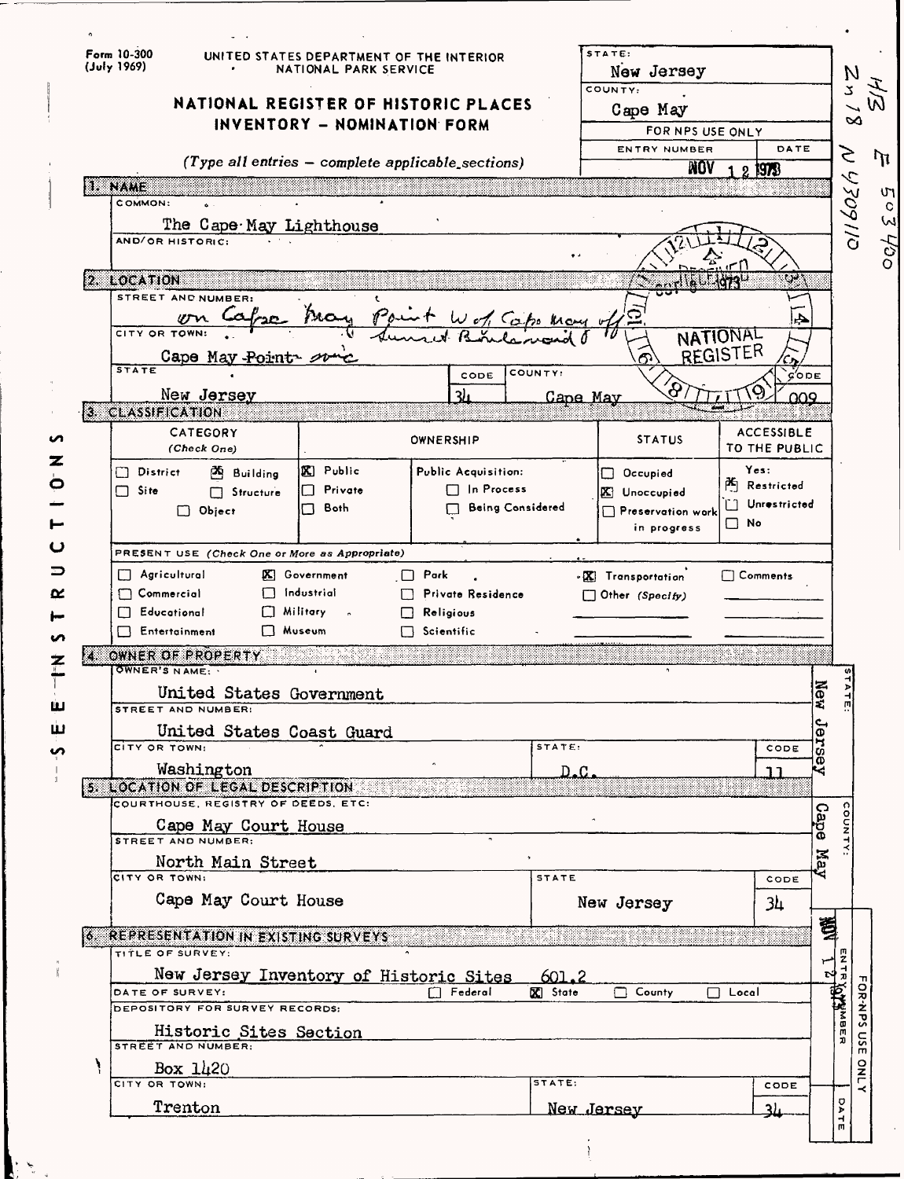Form 10-300
(July 1969)

UNITED STATES DEPARTMENT OF THE INTERIOR
NATIONAL PARK SERVICE

# NATIONAL REGISTER OF HISTORIC PLACES INVENTORY - NOMINATION FORM

*(Type all entries — complete applicable sections)*

| STATE: | |
|---|---|
| New Jersey | |
| COUNTY: | |
| Cape May | |
| FOR NPS USE ONLY | |
| ENTRY NUMBER | DATE |
| | NOV 12 1973 |

## 1. NAME

COMMON:
The Cape May Lighthouse

AND/OR HISTORIC:

## 2. LOCATION

STREET AND NUMBER:
on Cape May Point W of Cape May off Sunset Boulevard

CITY OR TOWN:
Cape May Point vic

| STATE | CODE | COUNTY: | CODE |
|---|---|---|---|
| New Jersey | 34 | Cape May | 009 |

RECEIVED OCT 18 1973 NATIONAL REGISTER

## 3. CLASSIFICATION

| CATEGORY (Check One) | OWNERSHIP | | STATUS | ACCESSIBLE TO THE PUBLIC |
|---|---|---|---|---|
| ☐ District ☒ Building ☐ Site ☐ Structure ☐ Object | ☒ Public ☐ Private ☐ Both | Public Acquisition: ☐ In Process ☐ Being Considered | ☐ Occupied ☒ Unoccupied ☐ Preservation work in progress | Yes: ☒ Restricted ☐ Unrestricted ☐ No |

PRESENT USE *(Check One or More as Appropriate)*

| | | | | |
|---|---|---|---|---|
| ☐ Agricultural | ☒ Government | ☐ Park | ☒ Transportation | ☐ Comments |
| ☐ Commercial | ☐ Industrial | ☐ Private Residence | ☐ Other (Specify) | |
| ☐ Educational | ☐ Military | ☐ Religious | | |
| ☐ Entertainment | ☐ Museum | ☐ Scientific | | |

## 4. OWNER OF PROPERTY

OWNER'S NAME:
United States Government

STREET AND NUMBER:
United States Coast Guard

| CITY OR TOWN: | STATE: | CODE |
|---|---|---|
| Washington | D.C. | 11 |

## 5. LOCATION OF LEGAL DESCRIPTION

COURTHOUSE, REGISTRY OF DEEDS, ETC:
Cape May Court House

STREET AND NUMBER:
North Main Street

| CITY OR TOWN: | STATE | CODE |
|---|---|---|
| Cape May Court House | New Jersey | 34 |

## 6. REPRESENTATION IN EXISTING SURVEYS

TITLE OF SURVEY:
New Jersey Inventory of Historic Sites 601.2

DATE OF SURVEY: ☐ Federal ☒ State ☐ County ☐ Local

DEPOSITORY FOR SURVEY RECORDS:
Historic Sites Section

STREET AND NUMBER:
Box 1420

| CITY OR TOWN: | STATE: | CODE |
|---|---|---|
| Trenton | New Jersey | 34 |

SEE INSTRUCTIONS

STATE: New Jersey
COUNTY: Cape May
FOR NPS USE ONLY — ENTRY NUMBER — DATE: NOV 12 1973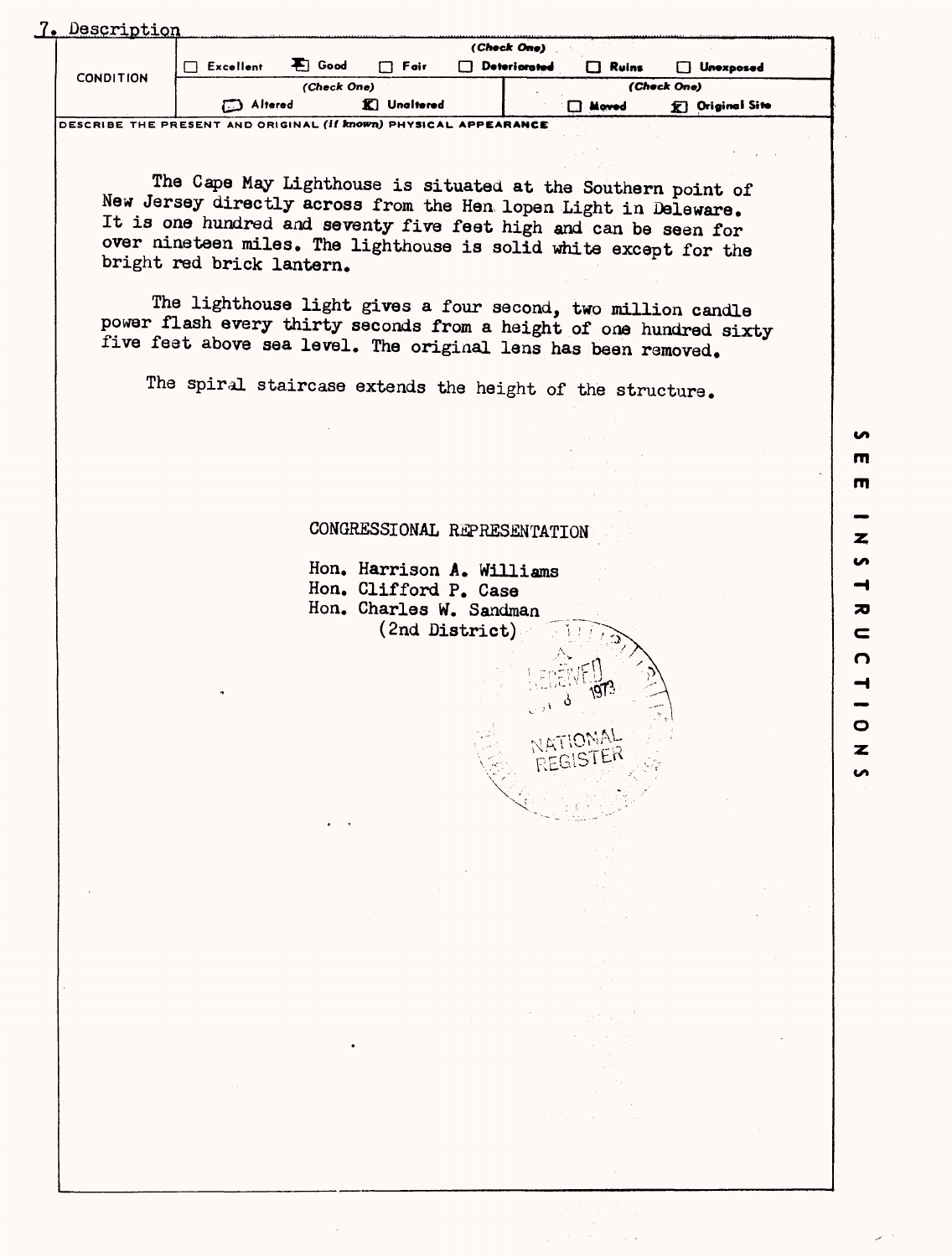## 7. Description

| CONDITION | (Check One) | | | | | |
|---|---|---|---|---|---|---|
| | ☐ Excellent | ☒ Good | ☐ Fair | ☐ Deteriorated | ☐ Ruins | ☐ Unexposed |
| | (Check One) | | | (Check One) | | |
| | ☐ Altered | ☒ Unaltered | | ☐ Moved | ☒ Original Site | |

DESCRIBE THE PRESENT AND ORIGINAL (If known) PHYSICAL APPEARANCE

The Cape May Lighthouse is situated at the Southern point of New Jersey directly across from the Hen lopen Light in Deleware. It is one hundred and seventy five feet high and can be seen for over nineteen miles. The lighthouse is solid white except for the bright red brick lantern.

The lighthouse light gives a four second, two million candle power flash every thirty seconds from a height of one hundred sixty five feet above sea level. The original lens has been removed.

The spiral staircase extends the height of the structure.

CONGRESSIONAL REPRESENTATION

Hon. Harrison A. Williams
Hon. Clifford P. Case
Hon. Charles W. Sandman
(2nd District)

RECEIVED 1973 NATIONAL REGISTER

SEE INSTRUCTIONS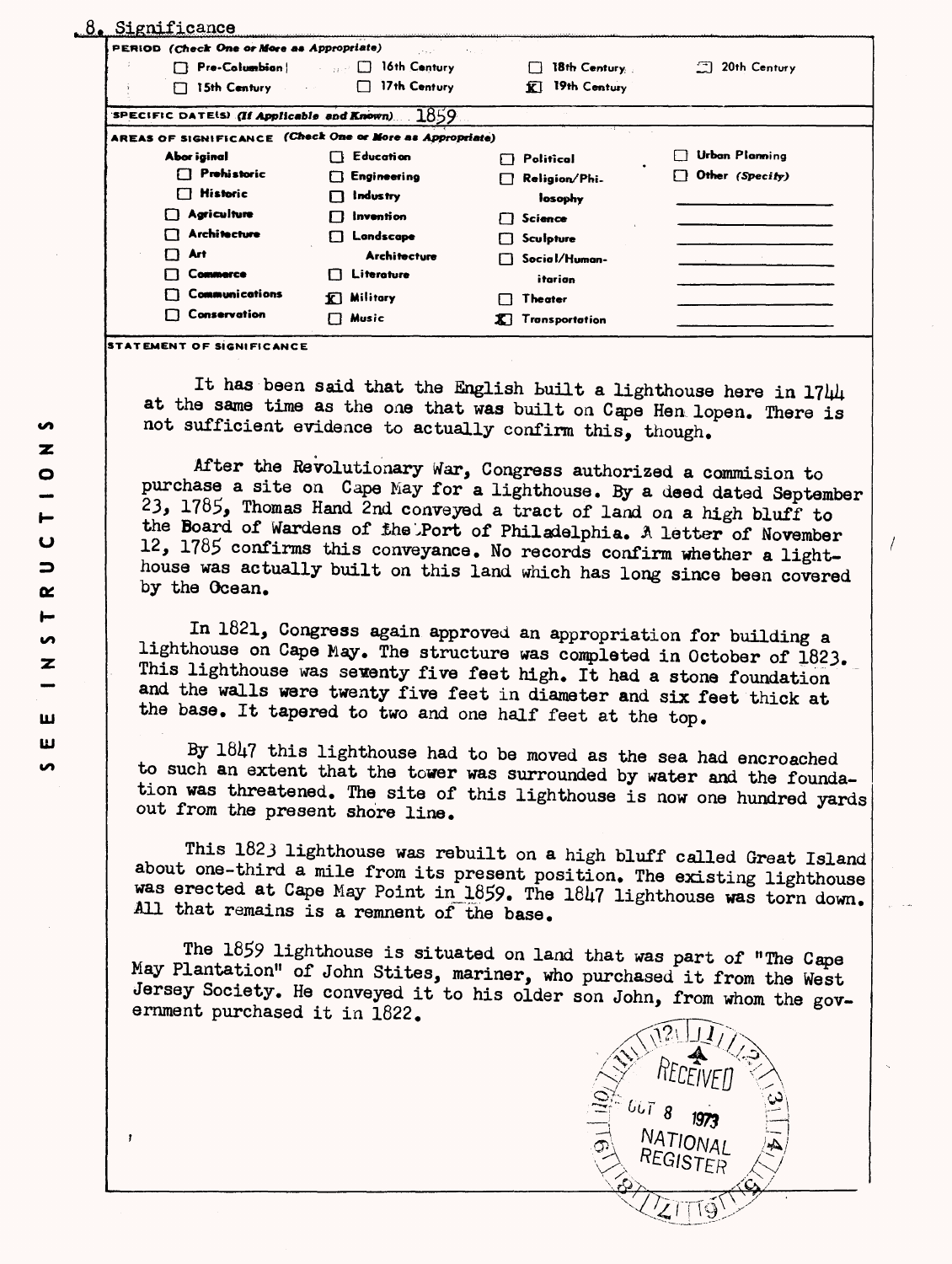## 8. Significance

**PERIOD** *(Check One or More as Appropriate)*

| | | | |
|---|---|---|---|
| ☐ Pre-Columbian | ☐ 16th Century | ☐ 18th Century | ☐ 20th Century |
| ☐ 15th Century | ☐ 17th Century | ☒ 19th Century | |

**SPECIFIC DATE(S)** *(If Applicable and Known)* 1859

**AREAS OF SIGNIFICANCE** *(Check One or More as Appropriate)*

| | | | |
|---|---|---|---|
| Aboriginal | ☐ Education | ☐ Political | ☐ Urban Planning |
| ☐ Prehistoric | ☐ Engineering | ☐ Religion/Philosophy | ☐ Other *(Specify)* |
| ☐ Historic | ☐ Industry | ☐ Science | |
| ☐ Agriculture | ☐ Invention | ☐ Sculpture | |
| ☐ Architecture | ☐ Landscape Architecture | ☐ Social/Humanitarian | |
| ☐ Art | ☐ Literature | ☐ Theater | |
| ☐ Commerce | ☒ Military | ☒ Transportation | |
| ☐ Communications | ☐ Music | | |
| ☐ Conservation | | | |

**STATEMENT OF SIGNIFICANCE**

It has been said that the English built a lighthouse here in 1744 at the same time as the one that was built on Cape Hen lopen. There is not sufficient evidence to actually confirm this, though.

After the Revolutionary War, Congress authorized a commision to purchase a site on Cape May for a lighthouse. By a deed dated September 23, 1785, Thomas Hand 2nd conveyed a tract of land on a high bluff to the Board of Wardens of the Port of Philadelphia. A letter of November 12, 1785 confirms this conveyance. No records confirm whether a lighthouse was actually built on this land which has long since been covered by the Ocean.

In 1821, Congress again approved an appropriation for building a lighthouse on Cape May. The structure was completed in October of 1823. This lighthouse was seventy five feet high. It had a stone foundation and the walls were twenty five feet in diameter and six feet thick at the base. It tapered to two and one half feet at the top.

By 1847 this lighthouse had to be moved as the sea had encroached to such an extent that the tower was surrounded by water and the foundation was threatened. The site of this lighthouse is now one hundred yards out from the present shore line.

This 1823 lighthouse was rebuilt on a high bluff called Great Island about one-third a mile from its present position. The existing lighthouse was erected at Cape May Point in 1859. The 1847 lighthouse was torn down. All that remains is a remnent of the base.

The 1859 lighthouse is situated on land that was part of "The Cape May Plantation" of John Stites, mariner, who purchased it from the West Jersey Society. He conveyed it to his older son John, from whom the government purchased it in 1822.

RECEIVED OCT 8 1973 NATIONAL REGISTER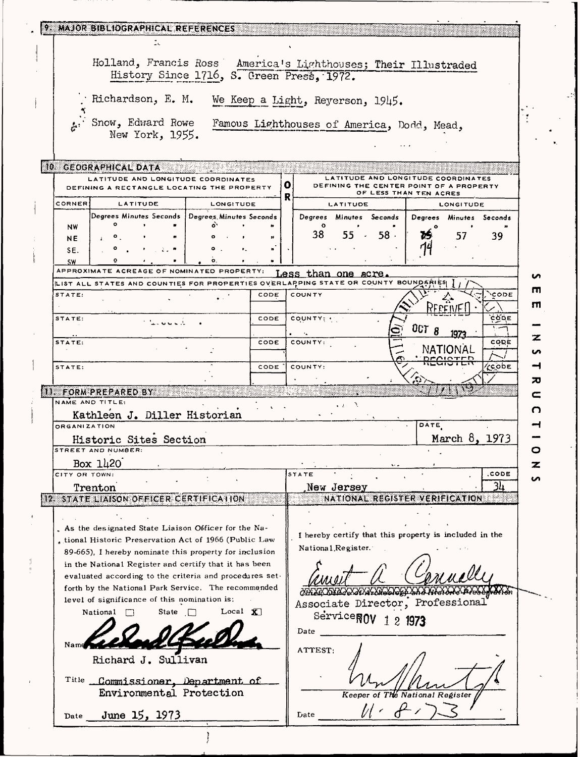## 9. MAJOR BIBLIOGRAPHICAL REFERENCES

Holland, Francis Ross America's Lighthouses; Their Illustraded History Since 1716, S. Green Press, 1972.

Richardson, E. M. We Keep a Light, Reyerson, 1945.

Snow, Edward Rowe Famous Lighthouses of America, Dodd, Mead, New York, 1955.

## 10. GEOGRAPHICAL DATA

| LATITUDE AND LONGITUDE COORDINATES DEFINING A RECTANGLE LOCATING THE PROPERTY | | | O R | LATITUDE AND LONGITUDE COORDINATES DEFINING THE CENTER POINT OF A PROPERTY OF LESS THAN TEN ACRES | | | | | |
|---|---|---|---|---|---|---|---|---|---|
| CORNER | LATITUDE | LONGITUDE | | LATITUDE | | | LONGITUDE | | |
| | Degrees Minutes Seconds | Degrees Minutes Seconds | | Degrees | Minutes | Seconds | Degrees | Minutes | Seconds |
| NW | ° ' " | ° ' " | | 38 ° | 55 ' | 58 " | ~~75~~ 74 ° | 57 ' | 39 " |
| NE | ° ' " | ° ' " | | | | | | | |
| SE | ° ' " | ° ' " | | | | | | | |
| SW | ° ' " | ° ' " | | | | | | | |

APPROXIMATE ACREAGE OF NOMINATED PROPERTY: Less than one acre.

LIST ALL STATES AND COUNTIES FOR PROPERTIES OVERLAPPING STATE OR COUNTY BOUNDARIES

| STATE: | CODE | COUNTY | CODE |
|---|---|---|---|
| STATE: | CODE | COUNTY: | CODE |
| STATE: | CODE | COUNTY: | CODE |
| STATE: | CODE | COUNTY: | CODE |

RECEIVED OCT 8 1973 NATIONAL REGISTER

## 11. FORM PREPARED BY

NAME AND TITLE:
Kathleen J. Diller Historian

ORGANIZATION: Historic Sites Section

DATE: March 8, 1973

STREET AND NUMBER: Box 1420

CITY OR TOWN: Trenton

STATE: New Jersey

CODE: 34

## 12. STATE LIAISON OFFICER CERTIFICATION

As the designated State Liaison Officer for the National Historic Preservation Act of 1966 (Public Law 89-665), I hereby nominate this property for inclusion in the National Register and certify that it has been evaluated according to the criteria and procedures set forth by the National Park Service. The recommended level of significance of this nomination is:

National ☐ State ☐ Local ☒

Name [signature]

Richard J. Sullivan

Title Commissioner, Department of Environmental Protection

Date June 15, 1973

## NATIONAL REGISTER VERIFICATION

I hereby certify that this property is included in the National Register.

[signature: Ernest A. Connally]

~~Chief, Office of Archeology and Historic Preservation~~
Associate Director, Professional Services

Date NOV 1 2 1973

ATTEST:

[signature]

Keeper of The National Register

Date 11-8-73

SEE INSTRUCTIONS